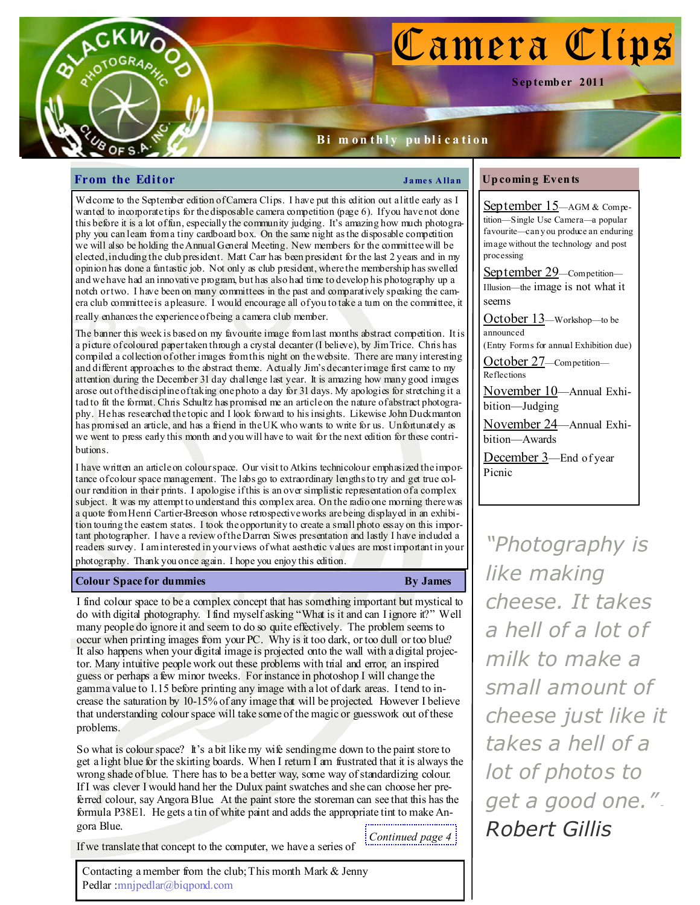# Camera Clips

September 2011

Bi monthly publication

## From the Editor

**James Allan**

Welcome to the September edition of Camera Clips. I have put this edition out a little early as I wanted to incorporate tips for the disposable camera competition (page 6). If you have not done this before it is a lot of fun, especially the community judging. It's amazing how much photography you can learn from a tiny cardboard box. On the same night as the disposable competition we will also be holding the Annual General Meeting. New members for the committee will be elected, including the club president. Matt Carr has been president for the last 2 years and in my opinion has done a fantastic job. Not only as club president, where the membership has swelled and we have had an innovative program, but has also had time to develop his photography up a notch or two. I have been on many committees in the past and comparatively speaking the camera club committee is a pleasure. I would encourage all of you to take a turn on the committee, it really enhances the experience of being a camera club member.

The banner this week is based on my favourite image from last months abstract competition. It is a picture of coloured paper taken through a crystal decanter (I believe), by Jim Trice. Chris has compiled a collection of other images from this night on the website. There are many interesting and different approaches to the abstract theme. Actually Jim's decanter image first came to my attention during the December 31 day challenge last year. It is amazing how many good images arose out of the discipline of taking one photo a day for 31 days. My apologies for stretching it a tad to fit the format. Chris Schultz has promised me an article on the nature of abstract photography. He has researched the topic and I look forward to his insights. Likewise John Duckmanton has promised an article, and has a friend in the UK who wants to write for us. Unfortunately as we went to press early this month and you will have to wait for the next edition for these contributions.

I have written an article on colour space. Our visit to Atkins technicolour emphasized the importance of colour space management. The labs go to extraordinary lengths to try and get true colour rendition in their prints. I apologise if this is an over simplistic representation of a complex subject. It was my attempt to understand this complex area. On the radio one morning there was a quote from Henri Cartier-Breson whose retrospective works are being displayed in an exhibition touring the eastern states. I took the opportunity to create a small photo essay on this important photographer. I have a review of the Darren Siwes presentation and lastly I have included a readers survey. I am interested in your views of what aesthetic values are most important in your photography. Thank you once again. I hope you enjoy this edition.

## Colour Space for dummies

**By James**

I find colour space to be a complex concept that has something important but mystical to do with digital photography. I find myself asking "What is it and can I ignore it?" Well many people do ignore it and seem to do so quite effectively. The problem seems to occur when printing images from your PC. Why is it too dark, or too dull or too blue? It also happens when your digital image is projected onto the wall with a digital projector. Many intuitive people work out these problems with trial and error, an inspired guess or perhaps a few minor tweeks. For instance in photoshop I will change the gamma value to 1.15 before printing any image with a lot of dark areas. I tend to increase the saturation by 10-15% of any image that will be projected. However I believe that understanding colour space will take some of the magic or guesswork out of these problems.

So what is colour space? It's a bit like my wife sending me down to the paint store to get a light blue for the skirting boards. When I return I am frustrated that it is always the wrong shade of blue. There has to be a better way, some way of standardizing colour. If I was clever I would hand her the Dulux paint swatches and she can choose her preferred colour, say Angora Blue. At the paint store the storeman can see that this has the formula P38E1. He gets a tin of white paint and adds the appropriate tint to make Angora Blue.

If we translate that concept to the computer, we have a series of *Continued page 4*

Contacting a member from the club; This month Mark & Jenny Pedlar : mnjpedlar@biqpond.com

## Upcoming Events

- **September 15**—AGM & Competition—Single Use Camera—a popular favourite—can you produce an enduring image without the technology and post processing
- **September 29**—Competition—Illusion—the image is not what it seems
- **October 13**—Workshop—to be announced (Entry Forms for annual Exhibition due)
- **October 27**—Competition—Reflections
- **November 10**—Annual Exhibition—Judging
- **November 24**—Annual Exhibition—Awards
- **December 3**—End of year Picnic

*"Photography is like making cheese. It takes a hell of a lot of milk to make a small amount of cheese just like it takes a hell of a lot of photos to get a good one." - Robert Gillis*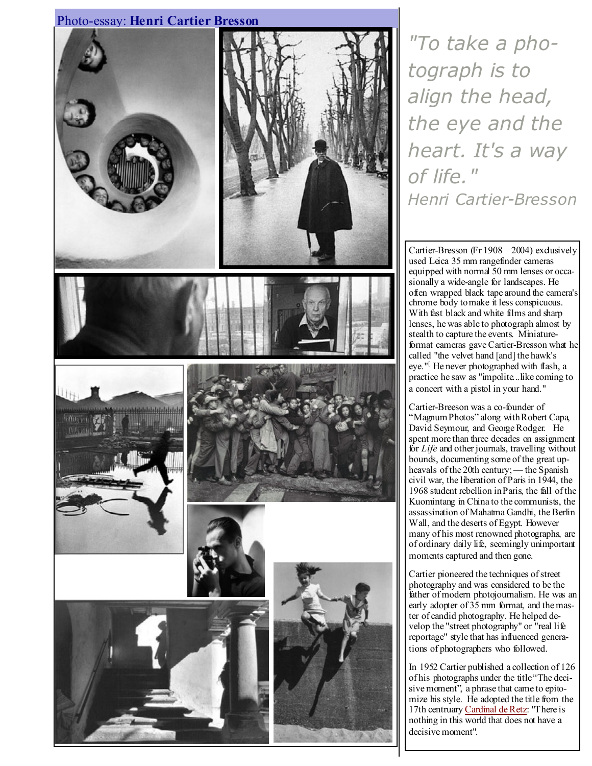# Photo-essay: **Henri Cartier Bresson**

*"To take a photograph is to align the head, the eye and the heart. It's a way of life."*
*Henri Cartier-Bresson*

Cartier-Bresson (Fr 1908 – 2004) exclusively used Leica 35 mm rangefinder cameras equipped with normal 50 mm lenses or occasionally a wide-angle for landscapes. He often wrapped black tape around the camera's chrome body to make it less conspicuous. With fast black and white films and sharp lenses, he was able to photograph almost by stealth to capture the events. Miniature-format cameras gave Cartier-Bresson what he called "the velvet hand [and] the hawk's eye."[ He never photographed with flash, a practice he saw as "impolite...like coming to a concert with a pistol in your hand."

Cartier-Breeson was a co-founder of "Magnum Photos" along with Robert Capa, David Seymour, and George Rodger. He spent more than three decades on assignment for *Life* and other journals, travelling without bounds, documenting some of the great upheavals of the 20th century; — the Spanish civil war, the liberation of Paris in 1944, the 1968 student rebellion in Paris, the fall of the Kuomintang in China to the communists, the assassination of Mahatma Gandhi, the Berlin Wall, and the deserts of Egypt. However many of his most renowned photographs, are of ordinary daily life, seemingly unimportant moments captured and then gone.

Cartier pioneered the techniques of street photography and was considered to be the father of modern photojournalism. He was an early adopter of 35 mm format, and the master of candid photography. He helped develop the "street photography" or "real life reportage" style that has influenced generations of photographers who followed.

In 1952 Cartier published a collection of 126 of his photographs under the title "The decisive moment", a phrase that came to epitomize his style. He adopted the title from the 17th centruary Cardinal de Retz: "There is nothing in this world that does not have a decisive moment".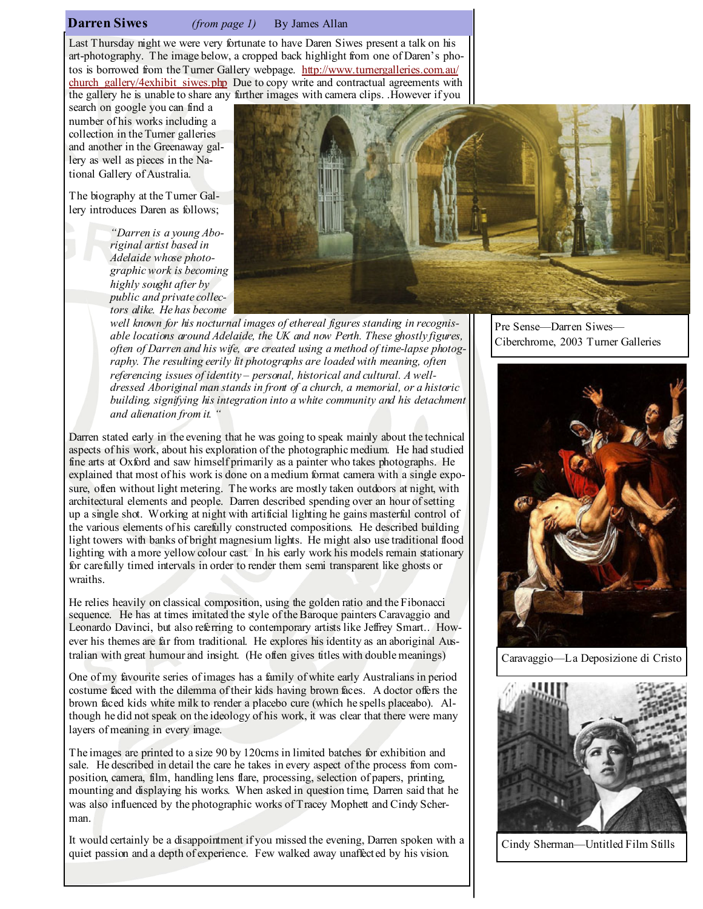## Darren Siwes *(from page 1)* By James Allan

Last Thursday night we were very fortunate to have Daren Siwes present a talk on his art-photography. The image below, a cropped back highlight from one of Daren's photos is borrowed from the Turner Gallery webpage. http://www.turnergalleries.com.au/church_gallery/4exhibit_siwes.php Due to copy write and contractual agreements with the gallery he is unable to share any further images with camera clips. .However if you search on google you can find a number of his works including a collection in the Turner galleries and another in the Greenaway gallery as well as pieces in the National Gallery of Australia.

The biography at the Turner Gallery introduces Daren as follows;

> *"Darren is a young Aboriginal artist based in Adelaide whose photographic work is becoming highly sought after by public and private collectors alike. He has become well known for his nocturnal images of ethereal figures standing in recognisable locations around Adelaide, the UK and now Perth. These ghostly figures, often of Darren and his wife, are created using a method of time-lapse photography. The resulting eerily lit photographs are loaded with meaning, often referencing issues of identity – personal, historical and cultural. A well-dressed Aboriginal man stands in front of a church, a memorial, or a historic building, signifying his integration into a white community and his detachment and alienation from it. "*

Pre Sense—Darren Siwes—Ciberchrome, 2003 Turner Galleries

Darren stated early in the evening that he was going to speak mainly about the technical aspects of his work, about his exploration of the photographic medium. He had studied fine arts at Oxford and saw himself primarily as a painter who takes photographs. He explained that most of his work is done on a medium format camera with a single exposure, often without light metering. The works are mostly taken outdoors at night, with architectural elements and people. Darren described spending over an hour of setting up a single shot. Working at night with artificial lighting he gains masterful control of the various elements of his carefully constructed compositions. He described building light towers with banks of bright magnesium lights. He might also use traditional flood lighting with a more yellow colour cast. In his early work his models remain stationary for carefully timed intervals in order to render them semi transparent like ghosts or wraiths.

He relies heavily on classical composition, using the golden ratio and the Fibonacci sequence. He has at times imitated the style of the Baroque painters Caravaggio and Leonardo Davinci, but also referring to contemporary artists like Jeffrey Smart.. However his themes are far from traditional. He explores his identity as an aboriginal Australian with great humour and insight. (He often gives titles with double meanings)

Caravaggio—La Deposizione di Cristo

One of my favourite series of images has a family of white early Australians in period costume faced with the dilemma of their kids having brown faces. A doctor offers the brown faced kids white milk to render a placebo cure (which he spells placeabo). Although he did not speak on the ideology of his work, it was clear that there were many layers of meaning in every image.

The images are printed to a size 90 by 120cms in limited batches for exhibition and sale. He described in detail the care he takes in every aspect of the process from composition, camera, film, handling lens flare, processing, selection of papers, printing, mounting and displaying his works. When asked in question time, Darren said that he was also influenced by the photographic works of Tracey Mophett and Cindy Scherman.

Cindy Sherman—Untitled Film Stills

It would certainly be a disappointment if you missed the evening, Darren spoken with a quiet passion and a depth of experience. Few walked away unaffected by his vision.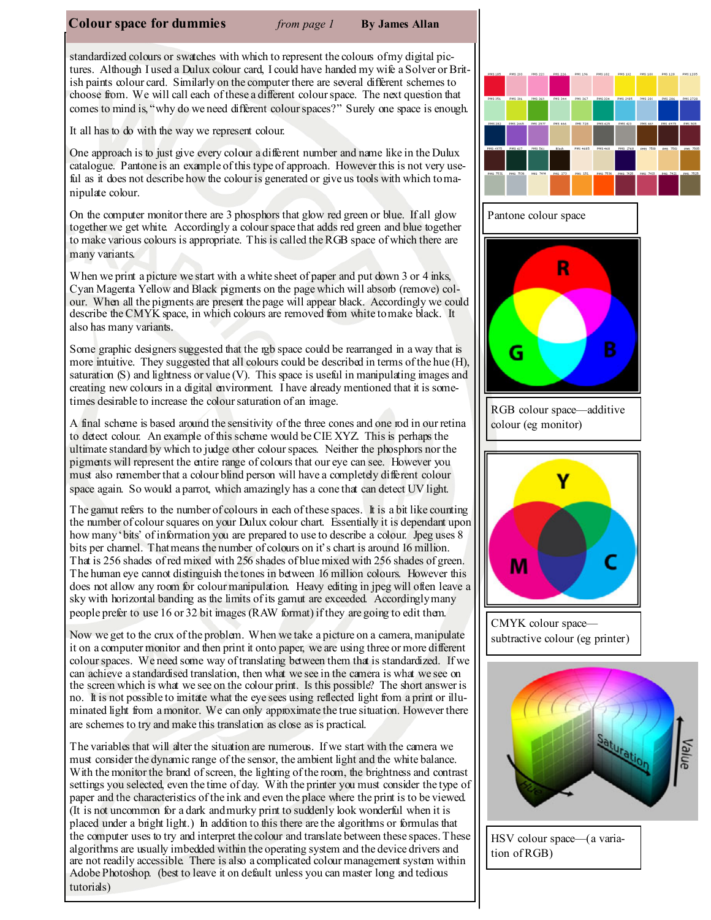## Colour space for dummies

*from page 1*

**By James Allan**

standardized colours or swatches with which to represent the colours of my digital pictures. Although I used a Dulux colour card, I could have handed my wife a Solver or British paints colour card. Similarly on the computer there are several different schemes to choose from. We will call each of these a different colour space. The next question that comes to mind is, "why do we need different colour spaces?" Surely one space is enough.

It all has to do with the way we represent colour.

One approach is to just give every colour a different number and name like in the Dulux catalogue. Pantone is an example of this type of approach. However this is not very useful as it does not describe how the colour is generated or give us tools with which to manipulate colour.

On the computer monitor there are 3 phosphors that glow red green or blue. If all glow together we get white. Accordingly a colour space that adds red green and blue together to make various colours is appropriate. This is called the RGB space of which there are many variants.

When we print a picture we start with a white sheet of paper and put down 3 or 4 inks, Cyan Magenta Yellow and Black pigments on the page which will absorb (remove) colour. When all the pigments are present the page will appear black. Accordingly we could describe the CMYK space, in which colours are removed from white to make black. It also has many variants.

Some graphic designers suggested that the rgb space could be rearranged in a way that is more intuitive. They suggested that all colours could be described in terms of the hue (H), saturation (S) and lightness or value (V). This space is useful in manipulating images and creating new colours in a digital environment. I have already mentioned that it is sometimes desirable to increase the colour saturation of an image.

A final scheme is based around the sensitivity of the three cones and one rod in our retina to detect colour. An example of this scheme would be CIE XYZ. This is perhaps the ultimate standard by which to judge other colour spaces. Neither the phosphors nor the pigments will represent the entire range of colours that our eye can see. However you must also remember that a colour blind person will have a completely different colour space again. So would a parrot, which amazingly has a cone that can detect UV light.

The gamut refers to the number of colours in each of these spaces. It is a bit like counting the number of colour squares on your Dulux colour chart. Essentially it is dependant upon how many 'bits' of information you are prepared to use to describe a colour. Jpeg uses 8 bits per channel. That means the number of colours on it's chart is around 16 million. That is 256 shades of red mixed with 256 shades of blue mixed with 256 shades of green. The human eye cannot distinguish the tones in between 16 million colours. However this does not allow any room for colour manipulation. Heavy editing in jpeg will often leave a sky with horizontal banding as the limits of its gamut are exceeded. Accordingly many people prefer to use 16 or 32 bit images (RAW format) if they are going to edit them.

Now we get to the crux of the problem. When we take a picture on a camera, manipulate it on a computer monitor and then print it onto paper, we are using three or more different colour spaces. We need some way of translating between them that is standardized. If we can achieve a standardised translation, then what we see in the camera is what we see on the screen which is what we see on the colour print. Is this possible? The short answer is no. It is not possible to imitate what the eye sees using reflected light from a print or illuminated light from a monitor. We can only approximate the true situation. However there are schemes to try and make this translation as close as is practical.

The variables that will alter the situation are numerous. If we start with the camera we must consider the dynamic range of the sensor, the ambient light and the white balance. With the monitor the brand of screen, the lighting of the room, the brightness and contrast settings you selected, even the time of day. With the printer you must consider the type of paper and the characteristics of the ink and even the place where the print is to be viewed. (It is not uncommon for a dark and murky print to suddenly look wonderful when it is placed under a bright light.) In addition to this there are the algorithms or formulas that the computer uses to try and interpret the colour and translate between these spaces. These algorithms are usually imbedded within the operating system and the device drivers and are not readily accessible. There is also a complicated colour management system within Adobe Photoshop. (best to leave it on default unless you can master long and tedious tutorials)

Pantone colour space

RGB colour space—additive colour (eg monitor)

CMYK colour space—subtractive colour (eg printer)

HSV colour space—(a variation of RGB)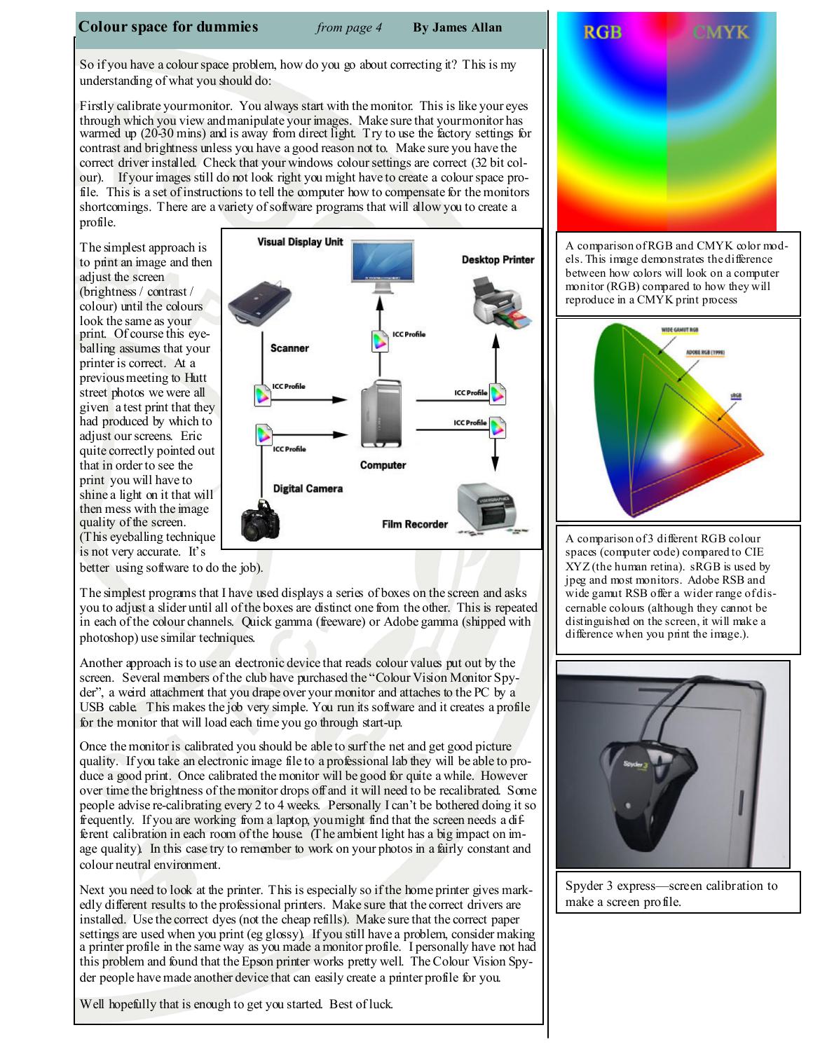## Colour space for dummies

*from page 4* **By James Allan**

So if you have a colour space problem, how do you go about correcting it? This is my understanding of what you should do:

Firstly calibrate your monitor. You always start with the monitor. This is like your eyes through which you view and manipulate your images. Make sure that your monitor has warmed up (20-30 mins) and is away from direct light. Try to use the factory settings for contrast and brightness unless you have a good reason not to. Make sure you have the correct driver installed. Check that your windows colour settings are correct (32 bit colour). If your images still do not look right you might have to create a colour space profile. This is a set of instructions to tell the computer how to compensate for the monitors shortcomings. There are a variety of software programs that will allow you to create a profile.

The simplest approach is to print an image and then adjust the screen (brightness / contrast / colour) until the colours look the same as your print. Of course this eye-balling assumes that your printer is correct. At a previous meeting to Hutt street photos we were all given a test print that they had produced by which to adjust our screens. Eric quite correctly pointed out that in order to see the print you will have to shine a light on it that will then mess with the image quality of the screen. (This eyeballing technique is not very accurate. It's better using software to do the job).

The simplest programs that I have used displays a series of boxes on the screen and asks you to adjust a slider until all of the boxes are distinct one from the other. This is repeated in each of the colour channels. Quick gamma (freeware) or Adobe gamma (shipped with photoshop) use similar techniques.

Another approach is to use an electronic device that reads colour values put out by the screen. Several members of the club have purchased the "Colour Vision Monitor Spyder", a weird attachment that you drape over your monitor and attaches to the PC by a USB cable. This makes the job very simple. You run its software and it creates a profile for the monitor that will load each time you go through start-up.

Once the monitor is calibrated you should be able to surf the net and get good picture quality. If you take an electronic image file to a professional lab they will be able to produce a good print. Once calibrated the monitor will be good for quite a while. However over time the brightness of the monitor drops off and it will need to be recalibrated. Some people advise re-calibrating every 2 to 4 weeks. Personally I can't be bothered doing it so frequently. If you are working from a laptop, you might find that the screen needs a different calibration in each room of the house. (The ambient light has a big impact on image quality). In this case try to remember to work on your photos in a fairly constant and colour neutral environment.

Next you need to look at the printer. This is especially so if the home printer gives markedly different results to the professional printers. Make sure that the correct drivers are installed. Use the correct dyes (not the cheap refills). Make sure that the correct paper settings are used when you print (eg glossy). If you still have a problem, consider making a printer profile in the same way as you made a monitor profile. I personally have not had this problem and found that the Epson printer works pretty well. The Colour Vision Spyder people have made another device that can easily create a printer profile for you.

Well hopefully that is enough to get you started. Best of luck.

A comparison of RGB and CMYK color models. This image demonstrates the difference between how colors will look on a computer monitor (RGB) compared to how they will reproduce in a CMYK print process

A comparison of 3 different RGB colour spaces (computer code) compared to CIE XYZ (the human retina). sRGB is used by jpeg and most monitors. Adobe RSB and wide gamut RSB offer a wider range of discernable colours (although they cannot be distinguished on the screen, it will make a difference when you print the image.).

Spyder 3 express—screen calibration to make a screen profile.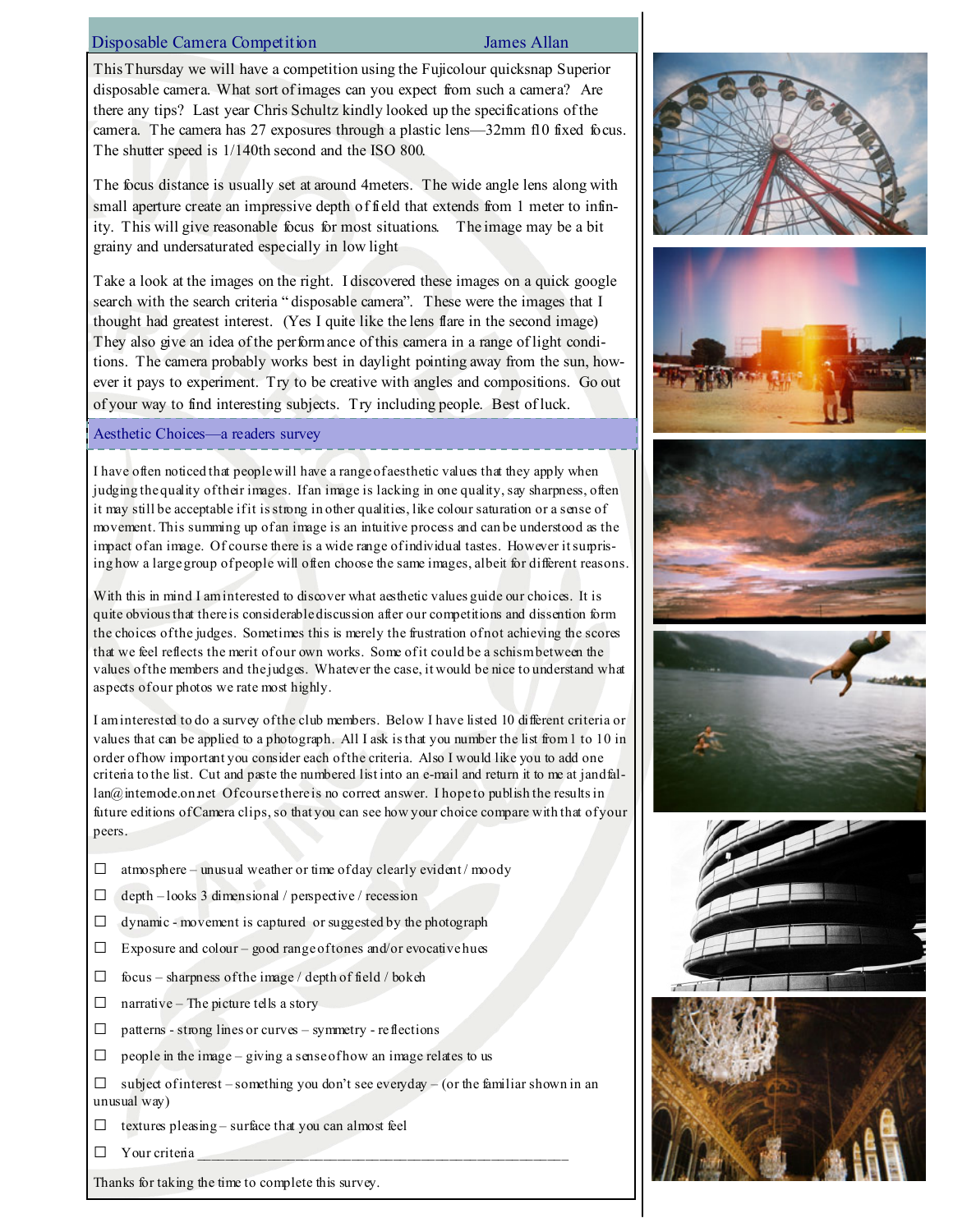## Disposable Camera Competition

James Allan

This Thursday we will have a competition using the Fujicolour quicksnap Superior disposable camera. What sort of images can you expect from such a camera? Are there any tips? Last year Chris Schultz kindly looked up the specifications of the camera. The camera has 27 exposures through a plastic lens—32mm f10 fixed focus. The shutter speed is 1/140th second and the ISO 800.

The focus distance is usually set at around 4meters. The wide angle lens along with small aperture create an impressive depth of field that extends from 1 meter to infinity. This will give reasonable focus for most situations. The image may be a bit grainy and undersaturated especially in low light

Take a look at the images on the right. I discovered these images on a quick google search with the search criteria "disposable camera". These were the images that I thought had greatest interest. (Yes I quite like the lens flare in the second image) They also give an idea of the performance of this camera in a range of light conditions. The camera probably works best in daylight pointing away from the sun, however it pays to experiment. Try to be creative with angles and compositions. Go out of your way to find interesting subjects. Try including people. Best of luck.

## Aesthetic Choices—a readers survey

I have often noticed that people will have a range of aesthetic values that they apply when judging the quality of their images. If an image is lacking in one quality, say sharpness, often it may still be acceptable if it is strong in other qualities, like colour saturation or a sense of movement. This summing up of an image is an intuitive process and can be understood as the impact of an image. Of course there is a wide range of individual tastes. However it surprising how a large group of people will often choose the same images, albeit for different reasons.

With this in mind I am interested to discover what aesthetic values guide our choices. It is quite obvious that there is considerable discussion after our competitions and dissention form the choices of the judges. Sometimes this is merely the frustration of not achieving the scores that we feel reflects the merit of our own works. Some of it could be a schism between the values of the members and the judges. Whatever the case, it would be nice to understand what aspects of our photos we rate most highly.

I am interested to do a survey of the club members. Below I have listed 10 different criteria or values that can be applied to a photograph. All I ask is that you number the list from 1 to 10 in order of how important you consider each of the criteria. Also I would like you to add one criteria to the list. Cut and paste the numbered list into an e-mail and return it to me at jandfallan@internode.on.net Of course there is no correct answer. I hope to publish the results in future editions of Camera clips, so that you can see how your choice compare with that of your peers.

- ☐ atmosphere – unusual weather or time of day clearly evident / moody
- ☐ depth – looks 3 dimensional / perspective / recession
- ☐ dynamic - movement is captured or suggested by the photograph
- ☐ Exposure and colour – good range of tones and/or evocative hues
- ☐ focus – sharpness of the image / depth of field / bokeh
- ☐ narrative – The picture tells a story
- ☐ patterns - strong lines or curves – symmetry - reflections
- ☐ people in the image – giving a sense of how an image relates to us
- ☐ subject of interest – something you don't see everyday – (or the familiar shown in an unusual way)
- ☐ textures pleasing – surface that you can almost feel
- ☐ Your criteria ______________________________________________

Thanks for taking the time to complete this survey.